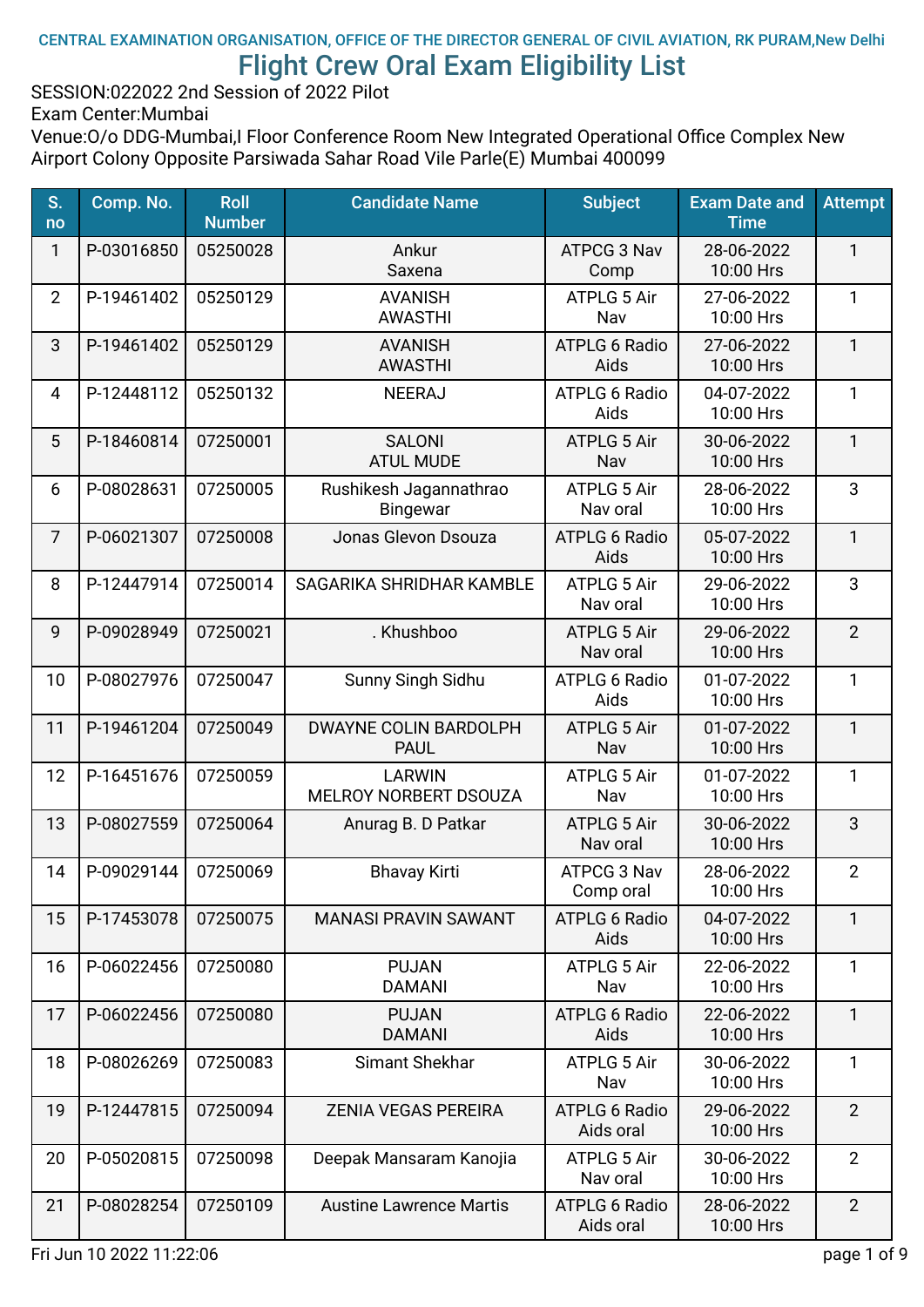CENTRAL EXAMINATION ORGANISATION, OFFICE OF THE DIRECTOR GENERAL OF CIVIL AVIATION, RK PURAM,New Delhi

# Flight Crew Oral Exam Eligibility List

SESSION:022022 2nd Session of 2022 Pilot
Exam Center:Mumbai
Venue:O/o DDG-Mumbai,I Floor Conference Room New Integrated Operational Office Complex New Airport Colony Opposite Parsiwada Sahar Road Vile Parle(E) Mumbai 400099

| S. no | Comp. No. | Roll Number | Candidate Name | Subject | Exam Date and Time | Attempt |
|---|---|---|---|---|---|---|
| 1 | P-03016850 | 05250028 | Ankur Saxena | ATPCG 3 Nav Comp | 28-06-2022 10:00 Hrs | 1 |
| 2 | P-19461402 | 05250129 | AVANISH AWASTHI | ATPLG 5 Air Nav | 27-06-2022 10:00 Hrs | 1 |
| 3 | P-19461402 | 05250129 | AVANISH AWASTHI | ATPLG 6 Radio Aids | 27-06-2022 10:00 Hrs | 1 |
| 4 | P-12448112 | 05250132 | NEERAJ | ATPLG 6 Radio Aids | 04-07-2022 10:00 Hrs | 1 |
| 5 | P-18460814 | 07250001 | SALONI ATUL MUDE | ATPLG 5 Air Nav | 30-06-2022 10:00 Hrs | 1 |
| 6 | P-08028631 | 07250005 | Rushikesh Jagannathrao Bingewar | ATPLG 5 Air Nav oral | 28-06-2022 10:00 Hrs | 3 |
| 7 | P-06021307 | 07250008 | Jonas Glevon Dsouza | ATPLG 6 Radio Aids | 05-07-2022 10:00 Hrs | 1 |
| 8 | P-12447914 | 07250014 | SAGARIKA SHRIDHAR KAMBLE | ATPLG 5 Air Nav oral | 29-06-2022 10:00 Hrs | 3 |
| 9 | P-09028949 | 07250021 | . Khushboo | ATPLG 5 Air Nav oral | 29-06-2022 10:00 Hrs | 2 |
| 10 | P-08027976 | 07250047 | Sunny Singh Sidhu | ATPLG 6 Radio Aids | 01-07-2022 10:00 Hrs | 1 |
| 11 | P-19461204 | 07250049 | DWAYNE COLIN BARDOLPH PAUL | ATPLG 5 Air Nav | 01-07-2022 10:00 Hrs | 1 |
| 12 | P-16451676 | 07250059 | LARWIN MELROY NORBERT DSOUZA | ATPLG 5 Air Nav | 01-07-2022 10:00 Hrs | 1 |
| 13 | P-08027559 | 07250064 | Anurag B. D Patkar | ATPLG 5 Air Nav oral | 30-06-2022 10:00 Hrs | 3 |
| 14 | P-09029144 | 07250069 | Bhavay Kirti | ATPCG 3 Nav Comp oral | 28-06-2022 10:00 Hrs | 2 |
| 15 | P-17453078 | 07250075 | MANASI PRAVIN SAWANT | ATPLG 6 Radio Aids | 04-07-2022 10:00 Hrs | 1 |
| 16 | P-06022456 | 07250080 | PUJAN DAMANI | ATPLG 5 Air Nav | 22-06-2022 10:00 Hrs | 1 |
| 17 | P-06022456 | 07250080 | PUJAN DAMANI | ATPLG 6 Radio Aids | 22-06-2022 10:00 Hrs | 1 |
| 18 | P-08026269 | 07250083 | Simant Shekhar | ATPLG 5 Air Nav | 30-06-2022 10:00 Hrs | 1 |
| 19 | P-12447815 | 07250094 | ZENIA VEGAS PEREIRA | ATPLG 6 Radio Aids oral | 29-06-2022 10:00 Hrs | 2 |
| 20 | P-05020815 | 07250098 | Deepak Mansaram Kanojia | ATPLG 5 Air Nav oral | 30-06-2022 10:00 Hrs | 2 |
| 21 | P-08028254 | 07250109 | Austine Lawrence Martis | ATPLG 6 Radio Aids oral | 28-06-2022 10:00 Hrs | 2 |

Fri Jun 10 2022 11:22:06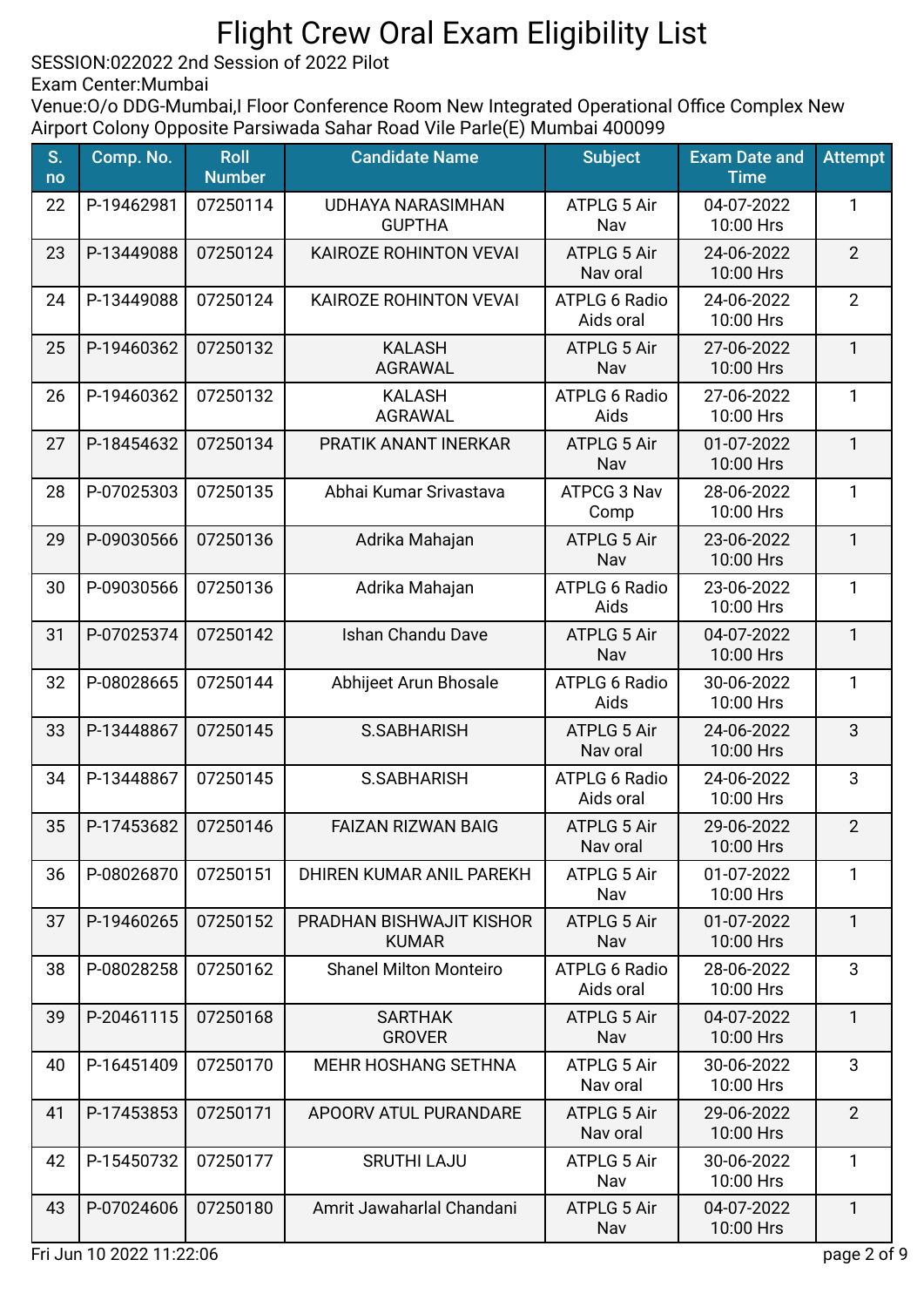# Flight Crew Oral Exam Eligibility List

SESSION:022022 2nd Session of 2022 Pilot
Exam Center:Mumbai
Venue:O/o DDG-Mumbai,I Floor Conference Room New Integrated Operational Office Complex New Airport Colony Opposite Parsiwada Sahar Road Vile Parle(E) Mumbai 400099

| S. no | Comp. No. | Roll Number | Candidate Name | Subject | Exam Date and Time | Attempt |
|---|---|---|---|---|---|---|
| 22 | P-19462981 | 07250114 | UDHAYA NARASIMHAN GUPTHA | ATPLG 5 Air Nav | 04-07-2022 10:00 Hrs | 1 |
| 23 | P-13449088 | 07250124 | KAIROZE ROHINTON VEVAI | ATPLG 5 Air Nav oral | 24-06-2022 10:00 Hrs | 2 |
| 24 | P-13449088 | 07250124 | KAIROZE ROHINTON VEVAI | ATPLG 6 Radio Aids oral | 24-06-2022 10:00 Hrs | 2 |
| 25 | P-19460362 | 07250132 | KALASH AGRAWAL | ATPLG 5 Air Nav | 27-06-2022 10:00 Hrs | 1 |
| 26 | P-19460362 | 07250132 | KALASH AGRAWAL | ATPLG 6 Radio Aids | 27-06-2022 10:00 Hrs | 1 |
| 27 | P-18454632 | 07250134 | PRATIK ANANT INERKAR | ATPLG 5 Air Nav | 01-07-2022 10:00 Hrs | 1 |
| 28 | P-07025303 | 07250135 | Abhai Kumar Srivastava | ATPCG 3 Nav Comp | 28-06-2022 10:00 Hrs | 1 |
| 29 | P-09030566 | 07250136 | Adrika Mahajan | ATPLG 5 Air Nav | 23-06-2022 10:00 Hrs | 1 |
| 30 | P-09030566 | 07250136 | Adrika Mahajan | ATPLG 6 Radio Aids | 23-06-2022 10:00 Hrs | 1 |
| 31 | P-07025374 | 07250142 | Ishan Chandu Dave | ATPLG 5 Air Nav | 04-07-2022 10:00 Hrs | 1 |
| 32 | P-08028665 | 07250144 | Abhijeet Arun Bhosale | ATPLG 6 Radio Aids | 30-06-2022 10:00 Hrs | 1 |
| 33 | P-13448867 | 07250145 | S.SABHARISH | ATPLG 5 Air Nav oral | 24-06-2022 10:00 Hrs | 3 |
| 34 | P-13448867 | 07250145 | S.SABHARISH | ATPLG 6 Radio Aids oral | 24-06-2022 10:00 Hrs | 3 |
| 35 | P-17453682 | 07250146 | FAIZAN RIZWAN BAIG | ATPLG 5 Air Nav oral | 29-06-2022 10:00 Hrs | 2 |
| 36 | P-08026870 | 07250151 | DHIREN KUMAR ANIL PAREKH | ATPLG 5 Air Nav | 01-07-2022 10:00 Hrs | 1 |
| 37 | P-19460265 | 07250152 | PRADHAN BISHWAJIT KISHOR KUMAR | ATPLG 5 Air Nav | 01-07-2022 10:00 Hrs | 1 |
| 38 | P-08028258 | 07250162 | Shanel Milton Monteiro | ATPLG 6 Radio Aids oral | 28-06-2022 10:00 Hrs | 3 |
| 39 | P-20461115 | 07250168 | SARTHAK GROVER | ATPLG 5 Air Nav | 04-07-2022 10:00 Hrs | 1 |
| 40 | P-16451409 | 07250170 | MEHR HOSHANG SETHNA | ATPLG 5 Air Nav oral | 30-06-2022 10:00 Hrs | 3 |
| 41 | P-17453853 | 07250171 | APOORV ATUL PURANDARE | ATPLG 5 Air Nav oral | 29-06-2022 10:00 Hrs | 2 |
| 42 | P-15450732 | 07250177 | SRUTHI LAJU | ATPLG 5 Air Nav | 30-06-2022 10:00 Hrs | 1 |
| 43 | P-07024606 | 07250180 | Amrit Jawaharlal Chandani | ATPLG 5 Air Nav | 04-07-2022 10:00 Hrs | 1 |

Fri Jun 10 2022 11:22:06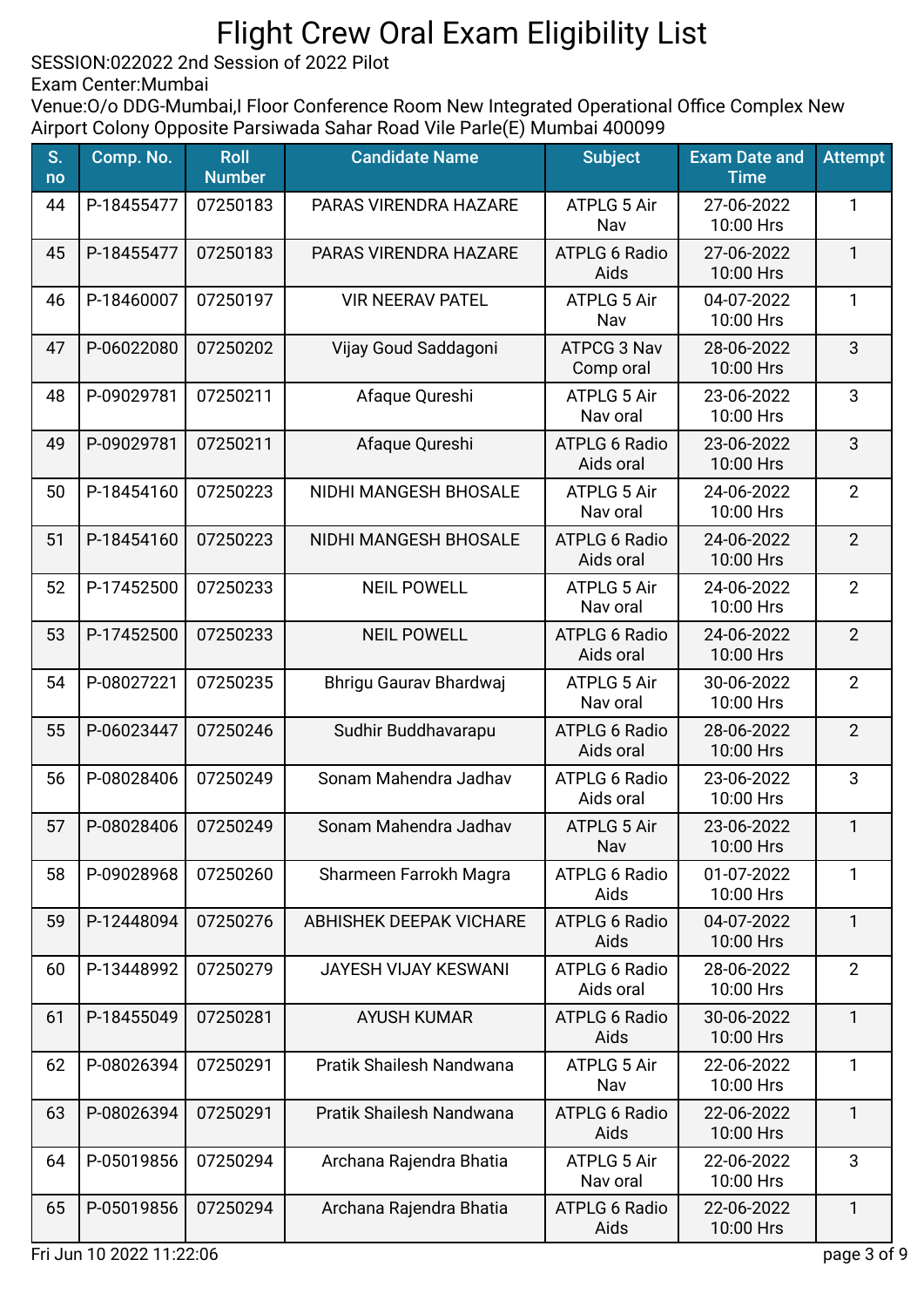# Flight Crew Oral Exam Eligibility List

SESSION:022022 2nd Session of 2022 Pilot
Exam Center:Mumbai
Venue:O/o DDG-Mumbai,I Floor Conference Room New Integrated Operational Office Complex New Airport Colony Opposite Parsiwada Sahar Road Vile Parle(E) Mumbai 400099

| S. no | Comp. No. | Roll Number | Candidate Name | Subject | Exam Date and Time | Attempt |
|---|---|---|---|---|---|---|
| 44 | P-18455477 | 07250183 | PARAS VIRENDRA HAZARE | ATPLG 5 Air Nav | 27-06-2022 10:00 Hrs | 1 |
| 45 | P-18455477 | 07250183 | PARAS VIRENDRA HAZARE | ATPLG 6 Radio Aids | 27-06-2022 10:00 Hrs | 1 |
| 46 | P-18460007 | 07250197 | VIR NEERAV PATEL | ATPLG 5 Air Nav | 04-07-2022 10:00 Hrs | 1 |
| 47 | P-06022080 | 07250202 | Vijay Goud Saddagoni | ATPCG 3 Nav Comp oral | 28-06-2022 10:00 Hrs | 3 |
| 48 | P-09029781 | 07250211 | Afaque Qureshi | ATPLG 5 Air Nav oral | 23-06-2022 10:00 Hrs | 3 |
| 49 | P-09029781 | 07250211 | Afaque Qureshi | ATPLG 6 Radio Aids oral | 23-06-2022 10:00 Hrs | 3 |
| 50 | P-18454160 | 07250223 | NIDHI MANGESH BHOSALE | ATPLG 5 Air Nav oral | 24-06-2022 10:00 Hrs | 2 |
| 51 | P-18454160 | 07250223 | NIDHI MANGESH BHOSALE | ATPLG 6 Radio Aids oral | 24-06-2022 10:00 Hrs | 2 |
| 52 | P-17452500 | 07250233 | NEIL POWELL | ATPLG 5 Air Nav oral | 24-06-2022 10:00 Hrs | 2 |
| 53 | P-17452500 | 07250233 | NEIL POWELL | ATPLG 6 Radio Aids oral | 24-06-2022 10:00 Hrs | 2 |
| 54 | P-08027221 | 07250235 | Bhrigu Gaurav Bhardwaj | ATPLG 5 Air Nav oral | 30-06-2022 10:00 Hrs | 2 |
| 55 | P-06023447 | 07250246 | Sudhir Buddhavarapu | ATPLG 6 Radio Aids oral | 28-06-2022 10:00 Hrs | 2 |
| 56 | P-08028406 | 07250249 | Sonam Mahendra Jadhav | ATPLG 6 Radio Aids oral | 23-06-2022 10:00 Hrs | 3 |
| 57 | P-08028406 | 07250249 | Sonam Mahendra Jadhav | ATPLG 5 Air Nav | 23-06-2022 10:00 Hrs | 1 |
| 58 | P-09028968 | 07250260 | Sharmeen Farrokh Magra | ATPLG 6 Radio Aids | 01-07-2022 10:00 Hrs | 1 |
| 59 | P-12448094 | 07250276 | ABHISHEK DEEPAK VICHARE | ATPLG 6 Radio Aids | 04-07-2022 10:00 Hrs | 1 |
| 60 | P-13448992 | 07250279 | JAYESH VIJAY KESWANI | ATPLG 6 Radio Aids oral | 28-06-2022 10:00 Hrs | 2 |
| 61 | P-18455049 | 07250281 | AYUSH KUMAR | ATPLG 6 Radio Aids | 30-06-2022 10:00 Hrs | 1 |
| 62 | P-08026394 | 07250291 | Pratik Shailesh Nandwana | ATPLG 5 Air Nav | 22-06-2022 10:00 Hrs | 1 |
| 63 | P-08026394 | 07250291 | Pratik Shailesh Nandwana | ATPLG 6 Radio Aids | 22-06-2022 10:00 Hrs | 1 |
| 64 | P-05019856 | 07250294 | Archana Rajendra Bhatia | ATPLG 5 Air Nav oral | 22-06-2022 10:00 Hrs | 3 |
| 65 | P-05019856 | 07250294 | Archana Rajendra Bhatia | ATPLG 6 Radio Aids | 22-06-2022 10:00 Hrs | 1 |

Fri Jun 10 2022 11:22:06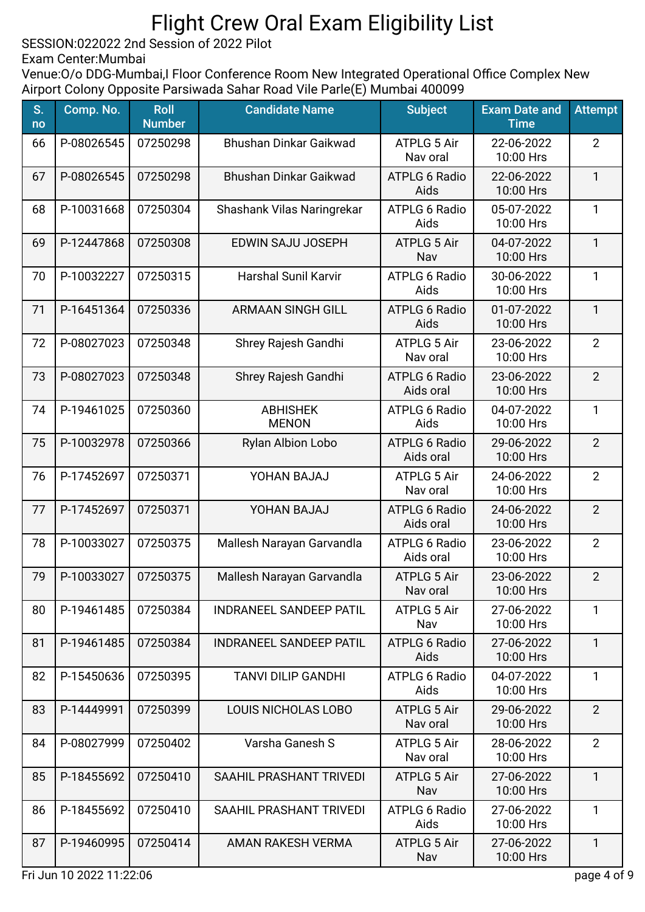# Flight Crew Oral Exam Eligibility List

SESSION:022022 2nd Session of 2022 Pilot
Exam Center:Mumbai
Venue:O/o DDG-Mumbai,I Floor Conference Room New Integrated Operational Office Complex New Airport Colony Opposite Parsiwada Sahar Road Vile Parle(E) Mumbai 400099

| S. no | Comp. No. | Roll Number | Candidate Name | Subject | Exam Date and Time | Attempt |
|---|---|---|---|---|---|---|
| 66 | P-08026545 | 07250298 | Bhushan Dinkar Gaikwad | ATPLG 5 Air Nav oral | 22-06-2022 10:00 Hrs | 2 |
| 67 | P-08026545 | 07250298 | Bhushan Dinkar Gaikwad | ATPLG 6 Radio Aids | 22-06-2022 10:00 Hrs | 1 |
| 68 | P-10031668 | 07250304 | Shashank Vilas Naringrekar | ATPLG 6 Radio Aids | 05-07-2022 10:00 Hrs | 1 |
| 69 | P-12447868 | 07250308 | EDWIN SAJU JOSEPH | ATPLG 5 Air Nav | 04-07-2022 10:00 Hrs | 1 |
| 70 | P-10032227 | 07250315 | Harshal Sunil Karvir | ATPLG 6 Radio Aids | 30-06-2022 10:00 Hrs | 1 |
| 71 | P-16451364 | 07250336 | ARMAAN SINGH GILL | ATPLG 6 Radio Aids | 01-07-2022 10:00 Hrs | 1 |
| 72 | P-08027023 | 07250348 | Shrey Rajesh Gandhi | ATPLG 5 Air Nav oral | 23-06-2022 10:00 Hrs | 2 |
| 73 | P-08027023 | 07250348 | Shrey Rajesh Gandhi | ATPLG 6 Radio Aids oral | 23-06-2022 10:00 Hrs | 2 |
| 74 | P-19461025 | 07250360 | ABHISHEK MENON | ATPLG 6 Radio Aids | 04-07-2022 10:00 Hrs | 1 |
| 75 | P-10032978 | 07250366 | Rylan Albion Lobo | ATPLG 6 Radio Aids oral | 29-06-2022 10:00 Hrs | 2 |
| 76 | P-17452697 | 07250371 | YOHAN BAJAJ | ATPLG 5 Air Nav oral | 24-06-2022 10:00 Hrs | 2 |
| 77 | P-17452697 | 07250371 | YOHAN BAJAJ | ATPLG 6 Radio Aids oral | 24-06-2022 10:00 Hrs | 2 |
| 78 | P-10033027 | 07250375 | Mallesh Narayan Garvandla | ATPLG 6 Radio Aids oral | 23-06-2022 10:00 Hrs | 2 |
| 79 | P-10033027 | 07250375 | Mallesh Narayan Garvandla | ATPLG 5 Air Nav oral | 23-06-2022 10:00 Hrs | 2 |
| 80 | P-19461485 | 07250384 | INDRANEEL SANDEEP PATIL | ATPLG 5 Air Nav | 27-06-2022 10:00 Hrs | 1 |
| 81 | P-19461485 | 07250384 | INDRANEEL SANDEEP PATIL | ATPLG 6 Radio Aids | 27-06-2022 10:00 Hrs | 1 |
| 82 | P-15450636 | 07250395 | TANVI DILIP GANDHI | ATPLG 6 Radio Aids | 04-07-2022 10:00 Hrs | 1 |
| 83 | P-14449991 | 07250399 | LOUIS NICHOLAS LOBO | ATPLG 5 Air Nav oral | 29-06-2022 10:00 Hrs | 2 |
| 84 | P-08027999 | 07250402 | Varsha Ganesh S | ATPLG 5 Air Nav oral | 28-06-2022 10:00 Hrs | 2 |
| 85 | P-18455692 | 07250410 | SAAHIL PRASHANT TRIVEDI | ATPLG 5 Air Nav | 27-06-2022 10:00 Hrs | 1 |
| 86 | P-18455692 | 07250410 | SAAHIL PRASHANT TRIVEDI | ATPLG 6 Radio Aids | 27-06-2022 10:00 Hrs | 1 |
| 87 | P-19460995 | 07250414 | AMAN RAKESH VERMA | ATPLG 5 Air Nav | 27-06-2022 10:00 Hrs | 1 |

Fri Jun 10 2022 11:22:06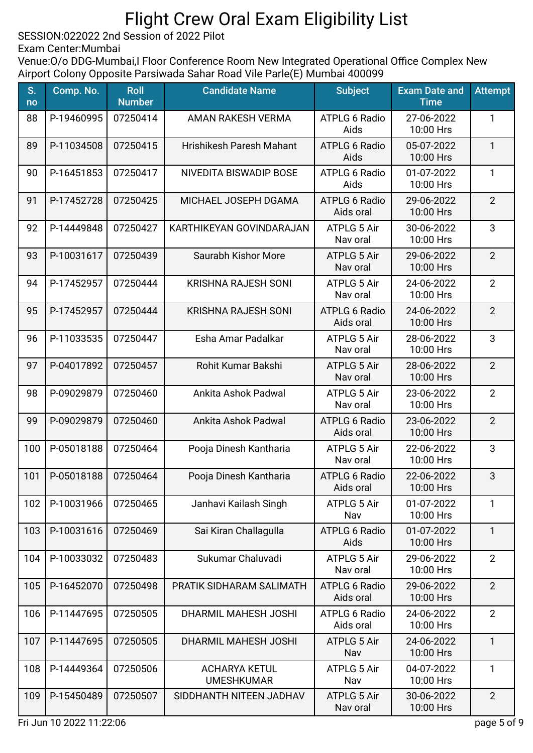# Flight Crew Oral Exam Eligibility List

SESSION:022022 2nd Session of 2022 Pilot
Exam Center:Mumbai
Venue:O/o DDG-Mumbai,I Floor Conference Room New Integrated Operational Office Complex New Airport Colony Opposite Parsiwada Sahar Road Vile Parle(E) Mumbai 400099

| S. no | Comp. No. | Roll Number | Candidate Name | Subject | Exam Date and Time | Attempt |
|---|---|---|---|---|---|---|
| 88 | P-19460995 | 07250414 | AMAN RAKESH VERMA | ATPLG 6 Radio Aids | 27-06-2022 10:00 Hrs | 1 |
| 89 | P-11034508 | 07250415 | Hrishikesh Paresh Mahant | ATPLG 6 Radio Aids | 05-07-2022 10:00 Hrs | 1 |
| 90 | P-16451853 | 07250417 | NIVEDITA BISWADIP BOSE | ATPLG 6 Radio Aids | 01-07-2022 10:00 Hrs | 1 |
| 91 | P-17452728 | 07250425 | MICHAEL JOSEPH DGAMA | ATPLG 6 Radio Aids oral | 29-06-2022 10:00 Hrs | 2 |
| 92 | P-14449848 | 07250427 | KARTHIKEYAN GOVINDARAJAN | ATPLG 5 Air Nav oral | 30-06-2022 10:00 Hrs | 3 |
| 93 | P-10031617 | 07250439 | Saurabh Kishor More | ATPLG 5 Air Nav oral | 29-06-2022 10:00 Hrs | 2 |
| 94 | P-17452957 | 07250444 | KRISHNA RAJESH SONI | ATPLG 5 Air Nav oral | 24-06-2022 10:00 Hrs | 2 |
| 95 | P-17452957 | 07250444 | KRISHNA RAJESH SONI | ATPLG 6 Radio Aids oral | 24-06-2022 10:00 Hrs | 2 |
| 96 | P-11033535 | 07250447 | Esha Amar Padalkar | ATPLG 5 Air Nav oral | 28-06-2022 10:00 Hrs | 3 |
| 97 | P-04017892 | 07250457 | Rohit Kumar Bakshi | ATPLG 5 Air Nav oral | 28-06-2022 10:00 Hrs | 2 |
| 98 | P-09029879 | 07250460 | Ankita Ashok Padwal | ATPLG 5 Air Nav oral | 23-06-2022 10:00 Hrs | 2 |
| 99 | P-09029879 | 07250460 | Ankita Ashok Padwal | ATPLG 6 Radio Aids oral | 23-06-2022 10:00 Hrs | 2 |
| 100 | P-05018188 | 07250464 | Pooja Dinesh Kantharia | ATPLG 5 Air Nav oral | 22-06-2022 10:00 Hrs | 3 |
| 101 | P-05018188 | 07250464 | Pooja Dinesh Kantharia | ATPLG 6 Radio Aids oral | 22-06-2022 10:00 Hrs | 3 |
| 102 | P-10031966 | 07250465 | Janhavi Kailash Singh | ATPLG 5 Air Nav | 01-07-2022 10:00 Hrs | 1 |
| 103 | P-10031616 | 07250469 | Sai Kiran Challagulla | ATPLG 6 Radio Aids | 01-07-2022 10:00 Hrs | 1 |
| 104 | P-10033032 | 07250483 | Sukumar Chaluvadi | ATPLG 5 Air Nav oral | 29-06-2022 10:00 Hrs | 2 |
| 105 | P-16452070 | 07250498 | PRATIK SIDHARAM SALIMATH | ATPLG 6 Radio Aids oral | 29-06-2022 10:00 Hrs | 2 |
| 106 | P-11447695 | 07250505 | DHARMIL MAHESH JOSHI | ATPLG 6 Radio Aids oral | 24-06-2022 10:00 Hrs | 2 |
| 107 | P-11447695 | 07250505 | DHARMIL MAHESH JOSHI | ATPLG 5 Air Nav | 24-06-2022 10:00 Hrs | 1 |
| 108 | P-14449364 | 07250506 | ACHARYA KETUL UMESHKUMAR | ATPLG 5 Air Nav | 04-07-2022 10:00 Hrs | 1 |
| 109 | P-15450489 | 07250507 | SIDDHANTH NITEEN JADHAV | ATPLG 5 Air Nav oral | 30-06-2022 10:00 Hrs | 2 |

Fri Jun 10 2022 11:22:06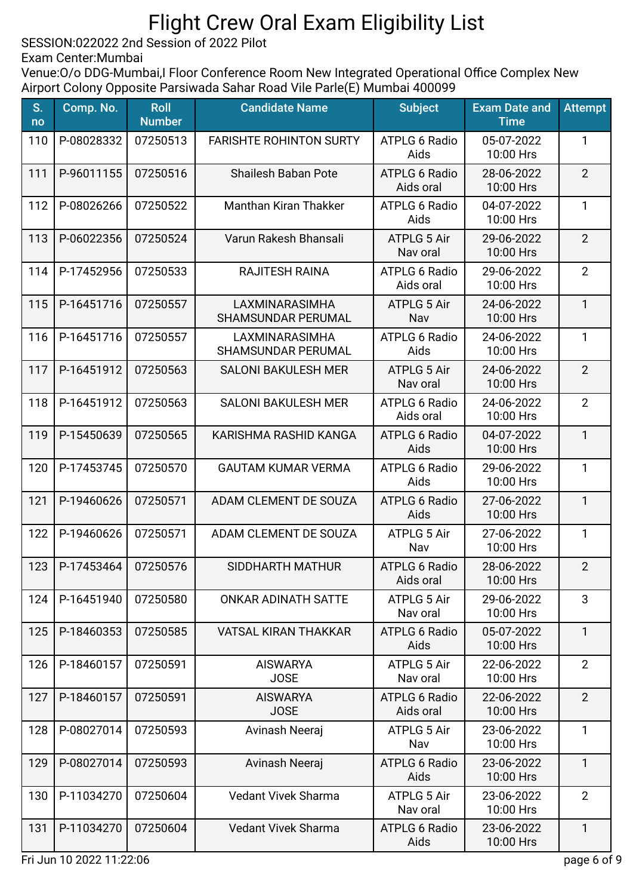# Flight Crew Oral Exam Eligibility List

SESSION:022022 2nd Session of 2022 Pilot
Exam Center:Mumbai
Venue:O/o DDG-Mumbai,I Floor Conference Room New Integrated Operational Office Complex New Airport Colony Opposite Parsiwada Sahar Road Vile Parle(E) Mumbai 400099

| S. no | Comp. No. | Roll Number | Candidate Name | Subject | Exam Date and Time | Attempt |
|---|---|---|---|---|---|---|
| 110 | P-08028332 | 07250513 | FARISHTE ROHINTON SURTY | ATPLG 6 Radio Aids | 05-07-2022 10:00 Hrs | 1 |
| 111 | P-96011155 | 07250516 | Shailesh Baban Pote | ATPLG 6 Radio Aids oral | 28-06-2022 10:00 Hrs | 2 |
| 112 | P-08026266 | 07250522 | Manthan Kiran Thakker | ATPLG 6 Radio Aids | 04-07-2022 10:00 Hrs | 1 |
| 113 | P-06022356 | 07250524 | Varun Rakesh Bhansali | ATPLG 5 Air Nav oral | 29-06-2022 10:00 Hrs | 2 |
| 114 | P-17452956 | 07250533 | RAJITESH RAINA | ATPLG 6 Radio Aids oral | 29-06-2022 10:00 Hrs | 2 |
| 115 | P-16451716 | 07250557 | LAXMINARASIMHA SHAMSUNDAR PERUMAL | ATPLG 5 Air Nav | 24-06-2022 10:00 Hrs | 1 |
| 116 | P-16451716 | 07250557 | LAXMINARASIMHA SHAMSUNDAR PERUMAL | ATPLG 6 Radio Aids | 24-06-2022 10:00 Hrs | 1 |
| 117 | P-16451912 | 07250563 | SALONI BAKULESH MER | ATPLG 5 Air Nav oral | 24-06-2022 10:00 Hrs | 2 |
| 118 | P-16451912 | 07250563 | SALONI BAKULESH MER | ATPLG 6 Radio Aids oral | 24-06-2022 10:00 Hrs | 2 |
| 119 | P-15450639 | 07250565 | KARISHMA RASHID KANGA | ATPLG 6 Radio Aids | 04-07-2022 10:00 Hrs | 1 |
| 120 | P-17453745 | 07250570 | GAUTAM KUMAR VERMA | ATPLG 6 Radio Aids | 29-06-2022 10:00 Hrs | 1 |
| 121 | P-19460626 | 07250571 | ADAM CLEMENT DE SOUZA | ATPLG 6 Radio Aids | 27-06-2022 10:00 Hrs | 1 |
| 122 | P-19460626 | 07250571 | ADAM CLEMENT DE SOUZA | ATPLG 5 Air Nav | 27-06-2022 10:00 Hrs | 1 |
| 123 | P-17453464 | 07250576 | SIDDHARTH MATHUR | ATPLG 6 Radio Aids oral | 28-06-2022 10:00 Hrs | 2 |
| 124 | P-16451940 | 07250580 | ONKAR ADINATH SATTE | ATPLG 5 Air Nav oral | 29-06-2022 10:00 Hrs | 3 |
| 125 | P-18460353 | 07250585 | VATSAL KIRAN THAKKAR | ATPLG 6 Radio Aids | 05-07-2022 10:00 Hrs | 1 |
| 126 | P-18460157 | 07250591 | AISWARYA JOSE | ATPLG 5 Air Nav oral | 22-06-2022 10:00 Hrs | 2 |
| 127 | P-18460157 | 07250591 | AISWARYA JOSE | ATPLG 6 Radio Aids oral | 22-06-2022 10:00 Hrs | 2 |
| 128 | P-08027014 | 07250593 | Avinash Neeraj | ATPLG 5 Air Nav | 23-06-2022 10:00 Hrs | 1 |
| 129 | P-08027014 | 07250593 | Avinash Neeraj | ATPLG 6 Radio Aids | 23-06-2022 10:00 Hrs | 1 |
| 130 | P-11034270 | 07250604 | Vedant Vivek Sharma | ATPLG 5 Air Nav oral | 23-06-2022 10:00 Hrs | 2 |
| 131 | P-11034270 | 07250604 | Vedant Vivek Sharma | ATPLG 6 Radio Aids | 23-06-2022 10:00 Hrs | 1 |

Fri Jun 10 2022 11:22:06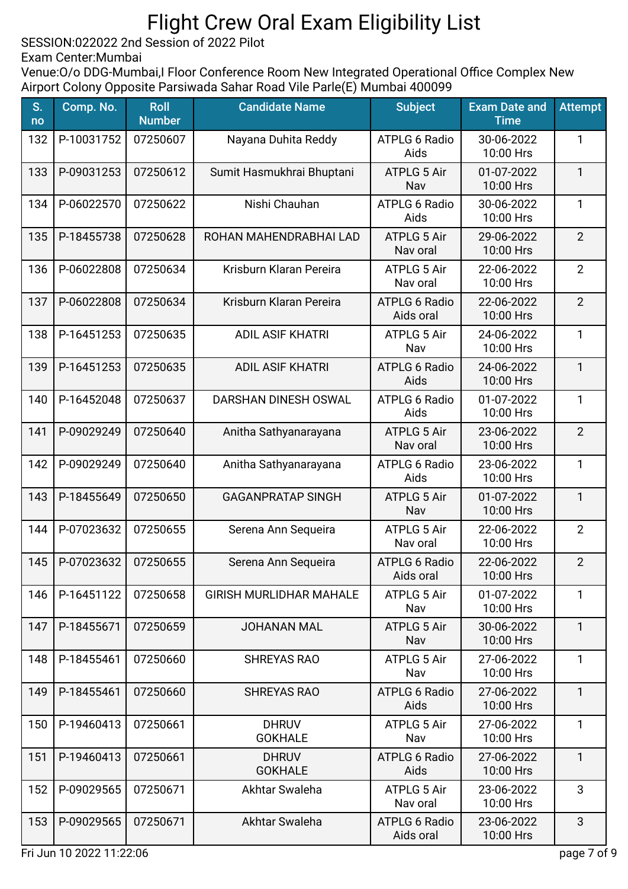# Flight Crew Oral Exam Eligibility List

SESSION:022022 2nd Session of 2022 Pilot
Exam Center:Mumbai
Venue:O/o DDG-Mumbai,I Floor Conference Room New Integrated Operational Office Complex New Airport Colony Opposite Parsiwada Sahar Road Vile Parle(E) Mumbai 400099

| S. no | Comp. No. | Roll Number | Candidate Name | Subject | Exam Date and Time | Attempt |
|---|---|---|---|---|---|---|
| 132 | P-10031752 | 07250607 | Nayana Duhita Reddy | ATPLG 6 Radio Aids | 30-06-2022 10:00 Hrs | 1 |
| 133 | P-09031253 | 07250612 | Sumit Hasmukhrai Bhuptani | ATPLG 5 Air Nav | 01-07-2022 10:00 Hrs | 1 |
| 134 | P-06022570 | 07250622 | Nishi Chauhan | ATPLG 6 Radio Aids | 30-06-2022 10:00 Hrs | 1 |
| 135 | P-18455738 | 07250628 | ROHAN MAHENDRABHAI LAD | ATPLG 5 Air Nav oral | 29-06-2022 10:00 Hrs | 2 |
| 136 | P-06022808 | 07250634 | Krisburn Klaran Pereira | ATPLG 5 Air Nav oral | 22-06-2022 10:00 Hrs | 2 |
| 137 | P-06022808 | 07250634 | Krisburn Klaran Pereira | ATPLG 6 Radio Aids oral | 22-06-2022 10:00 Hrs | 2 |
| 138 | P-16451253 | 07250635 | ADIL ASIF KHATRI | ATPLG 5 Air Nav | 24-06-2022 10:00 Hrs | 1 |
| 139 | P-16451253 | 07250635 | ADIL ASIF KHATRI | ATPLG 6 Radio Aids | 24-06-2022 10:00 Hrs | 1 |
| 140 | P-16452048 | 07250637 | DARSHAN DINESH OSWAL | ATPLG 6 Radio Aids | 01-07-2022 10:00 Hrs | 1 |
| 141 | P-09029249 | 07250640 | Anitha Sathyanarayana | ATPLG 5 Air Nav oral | 23-06-2022 10:00 Hrs | 2 |
| 142 | P-09029249 | 07250640 | Anitha Sathyanarayana | ATPLG 6 Radio Aids | 23-06-2022 10:00 Hrs | 1 |
| 143 | P-18455649 | 07250650 | GAGANPRATAP SINGH | ATPLG 5 Air Nav | 01-07-2022 10:00 Hrs | 1 |
| 144 | P-07023632 | 07250655 | Serena Ann Sequeira | ATPLG 5 Air Nav oral | 22-06-2022 10:00 Hrs | 2 |
| 145 | P-07023632 | 07250655 | Serena Ann Sequeira | ATPLG 6 Radio Aids oral | 22-06-2022 10:00 Hrs | 2 |
| 146 | P-16451122 | 07250658 | GIRISH MURLIDHAR MAHALE | ATPLG 5 Air Nav | 01-07-2022 10:00 Hrs | 1 |
| 147 | P-18455671 | 07250659 | JOHANAN MAL | ATPLG 5 Air Nav | 30-06-2022 10:00 Hrs | 1 |
| 148 | P-18455461 | 07250660 | SHREYAS RAO | ATPLG 5 Air Nav | 27-06-2022 10:00 Hrs | 1 |
| 149 | P-18455461 | 07250660 | SHREYAS RAO | ATPLG 6 Radio Aids | 27-06-2022 10:00 Hrs | 1 |
| 150 | P-19460413 | 07250661 | DHRUV GOKHALE | ATPLG 5 Air Nav | 27-06-2022 10:00 Hrs | 1 |
| 151 | P-19460413 | 07250661 | DHRUV GOKHALE | ATPLG 6 Radio Aids | 27-06-2022 10:00 Hrs | 1 |
| 152 | P-09029565 | 07250671 | Akhtar Swaleha | ATPLG 5 Air Nav oral | 23-06-2022 10:00 Hrs | 3 |
| 153 | P-09029565 | 07250671 | Akhtar Swaleha | ATPLG 6 Radio Aids oral | 23-06-2022 10:00 Hrs | 3 |

Fri Jun 10 2022 11:22:06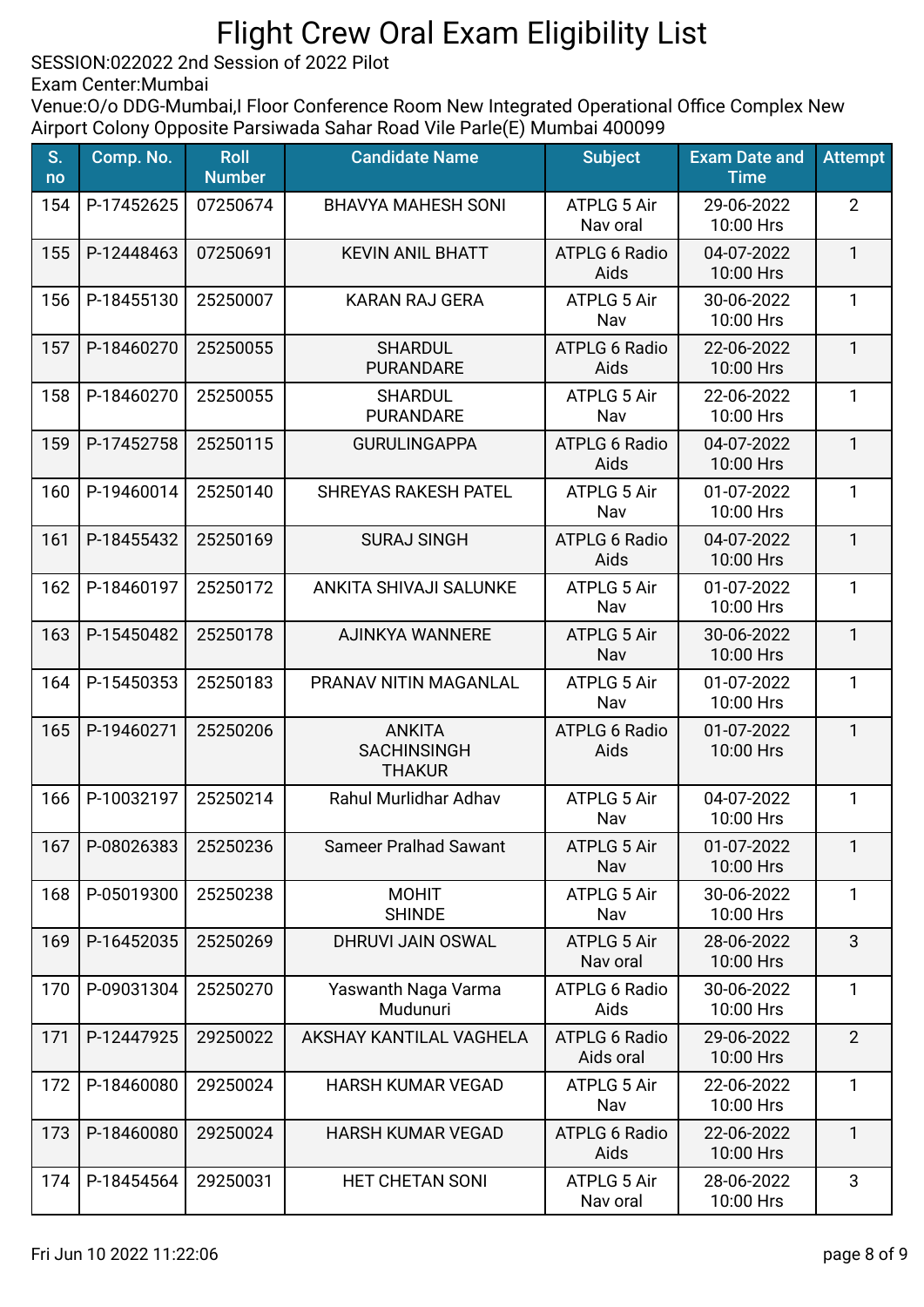# Flight Crew Oral Exam Eligibility List

SESSION:022022 2nd Session of 2022 Pilot
Exam Center:Mumbai
Venue:O/o DDG-Mumbai,I Floor Conference Room New Integrated Operational Office Complex New Airport Colony Opposite Parsiwada Sahar Road Vile Parle(E) Mumbai 400099

| S. no | Comp. No. | Roll Number | Candidate Name | Subject | Exam Date and Time | Attempt |
|---|---|---|---|---|---|---|
| 154 | P-17452625 | 07250674 | BHAVYA MAHESH SONI | ATPLG 5 Air Nav oral | 29-06-2022 10:00 Hrs | 2 |
| 155 | P-12448463 | 07250691 | KEVIN ANIL BHATT | ATPLG 6 Radio Aids | 04-07-2022 10:00 Hrs | 1 |
| 156 | P-18455130 | 25250007 | KARAN RAJ GERA | ATPLG 5 Air Nav | 30-06-2022 10:00 Hrs | 1 |
| 157 | P-18460270 | 25250055 | SHARDUL PURANDARE | ATPLG 6 Radio Aids | 22-06-2022 10:00 Hrs | 1 |
| 158 | P-18460270 | 25250055 | SHARDUL PURANDARE | ATPLG 5 Air Nav | 22-06-2022 10:00 Hrs | 1 |
| 159 | P-17452758 | 25250115 | GURULINGAPPA | ATPLG 6 Radio Aids | 04-07-2022 10:00 Hrs | 1 |
| 160 | P-19460014 | 25250140 | SHREYAS RAKESH PATEL | ATPLG 5 Air Nav | 01-07-2022 10:00 Hrs | 1 |
| 161 | P-18455432 | 25250169 | SURAJ SINGH | ATPLG 6 Radio Aids | 04-07-2022 10:00 Hrs | 1 |
| 162 | P-18460197 | 25250172 | ANKITA SHIVAJI SALUNKE | ATPLG 5 Air Nav | 01-07-2022 10:00 Hrs | 1 |
| 163 | P-15450482 | 25250178 | AJINKYA WANNERE | ATPLG 5 Air Nav | 30-06-2022 10:00 Hrs | 1 |
| 164 | P-15450353 | 25250183 | PRANAV NITIN MAGANLAL | ATPLG 5 Air Nav | 01-07-2022 10:00 Hrs | 1 |
| 165 | P-19460271 | 25250206 | ANKITA SACHINSINGH THAKUR | ATPLG 6 Radio Aids | 01-07-2022 10:00 Hrs | 1 |
| 166 | P-10032197 | 25250214 | Rahul Murlidhar Adhav | ATPLG 5 Air Nav | 04-07-2022 10:00 Hrs | 1 |
| 167 | P-08026383 | 25250236 | Sameer Pralhad Sawant | ATPLG 5 Air Nav | 01-07-2022 10:00 Hrs | 1 |
| 168 | P-05019300 | 25250238 | MOHIT SHINDE | ATPLG 5 Air Nav | 30-06-2022 10:00 Hrs | 1 |
| 169 | P-16452035 | 25250269 | DHRUVI JAIN OSWAL | ATPLG 5 Air Nav oral | 28-06-2022 10:00 Hrs | 3 |
| 170 | P-09031304 | 25250270 | Yaswanth Naga Varma Mudunuri | ATPLG 6 Radio Aids | 30-06-2022 10:00 Hrs | 1 |
| 171 | P-12447925 | 29250022 | AKSHAY KANTILAL VAGHELA | ATPLG 6 Radio Aids oral | 29-06-2022 10:00 Hrs | 2 |
| 172 | P-18460080 | 29250024 | HARSH KUMAR VEGAD | ATPLG 5 Air Nav | 22-06-2022 10:00 Hrs | 1 |
| 173 | P-18460080 | 29250024 | HARSH KUMAR VEGAD | ATPLG 6 Radio Aids | 22-06-2022 10:00 Hrs | 1 |
| 174 | P-18454564 | 29250031 | HET CHETAN SONI | ATPLG 5 Air Nav oral | 28-06-2022 10:00 Hrs | 3 |

Fri Jun 10 2022 11:22:06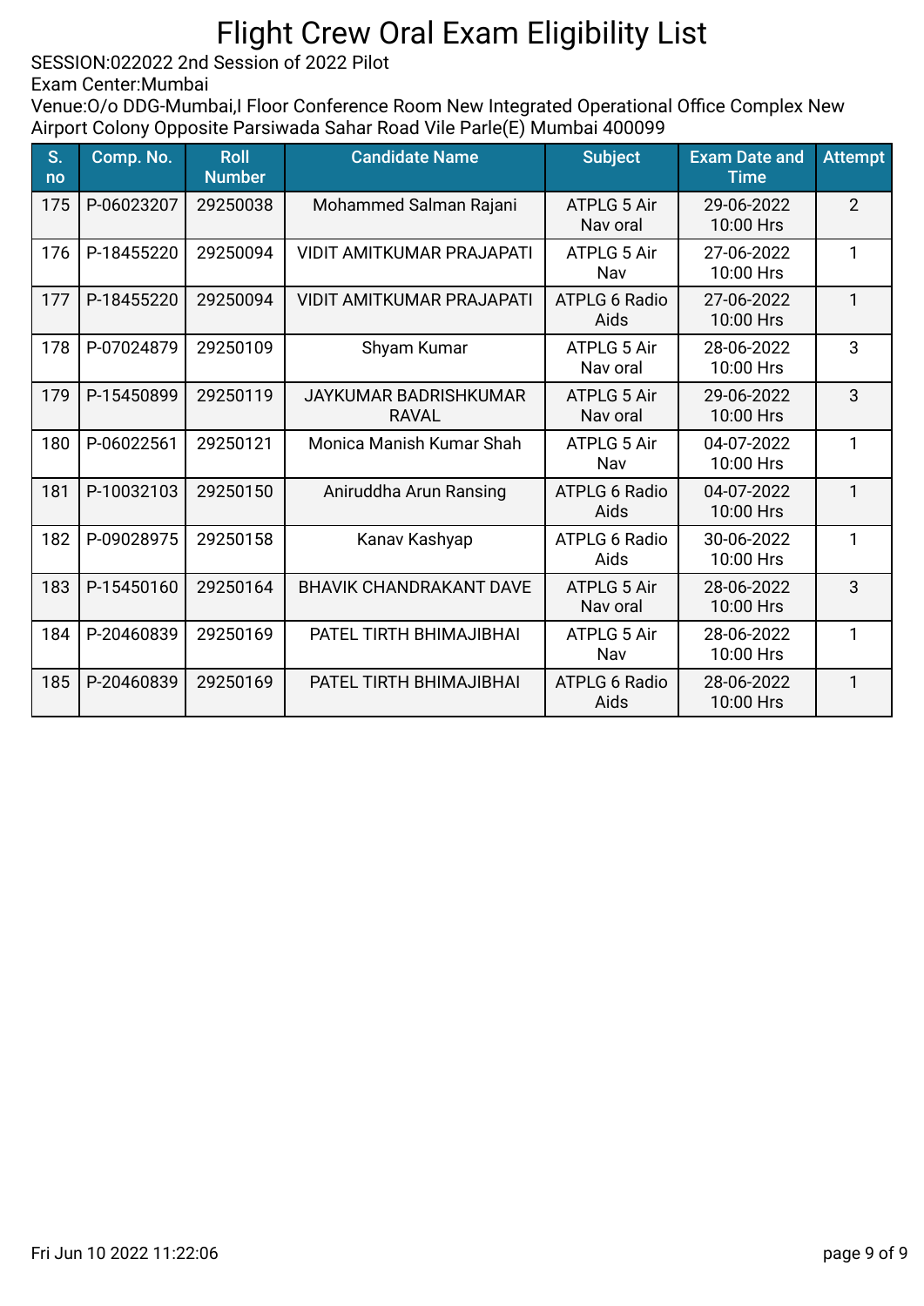# Flight Crew Oral Exam Eligibility List

SESSION:022022 2nd Session of 2022 Pilot
Exam Center:Mumbai
Venue:O/o DDG-Mumbai,I Floor Conference Room New Integrated Operational Office Complex New Airport Colony Opposite Parsiwada Sahar Road Vile Parle(E) Mumbai 400099

| S. no | Comp. No. | Roll Number | Candidate Name | Subject | Exam Date and Time | Attempt |
|---|---|---|---|---|---|---|
| 175 | P-06023207 | 29250038 | Mohammed Salman Rajani | ATPLG 5 Air Nav oral | 29-06-2022 10:00 Hrs | 2 |
| 176 | P-18455220 | 29250094 | VIDIT AMITKUMAR PRAJAPATI | ATPLG 5 Air Nav | 27-06-2022 10:00 Hrs | 1 |
| 177 | P-18455220 | 29250094 | VIDIT AMITKUMAR PRAJAPATI | ATPLG 6 Radio Aids | 27-06-2022 10:00 Hrs | 1 |
| 178 | P-07024879 | 29250109 | Shyam Kumar | ATPLG 5 Air Nav oral | 28-06-2022 10:00 Hrs | 3 |
| 179 | P-15450899 | 29250119 | JAYKUMAR BADRISHKUMAR RAVAL | ATPLG 5 Air Nav oral | 29-06-2022 10:00 Hrs | 3 |
| 180 | P-06022561 | 29250121 | Monica Manish Kumar Shah | ATPLG 5 Air Nav | 04-07-2022 10:00 Hrs | 1 |
| 181 | P-10032103 | 29250150 | Aniruddha Arun Ransing | ATPLG 6 Radio Aids | 04-07-2022 10:00 Hrs | 1 |
| 182 | P-09028975 | 29250158 | Kanav Kashyap | ATPLG 6 Radio Aids | 30-06-2022 10:00 Hrs | 1 |
| 183 | P-15450160 | 29250164 | BHAVIK CHANDRAKANT DAVE | ATPLG 5 Air Nav oral | 28-06-2022 10:00 Hrs | 3 |
| 184 | P-20460839 | 29250169 | PATEL TIRTH BHIMAJIBHAI | ATPLG 5 Air Nav | 28-06-2022 10:00 Hrs | 1 |
| 185 | P-20460839 | 29250169 | PATEL TIRTH BHIMAJIBHAI | ATPLG 6 Radio Aids | 28-06-2022 10:00 Hrs | 1 |

Fri Jun 10 2022 11:22:06